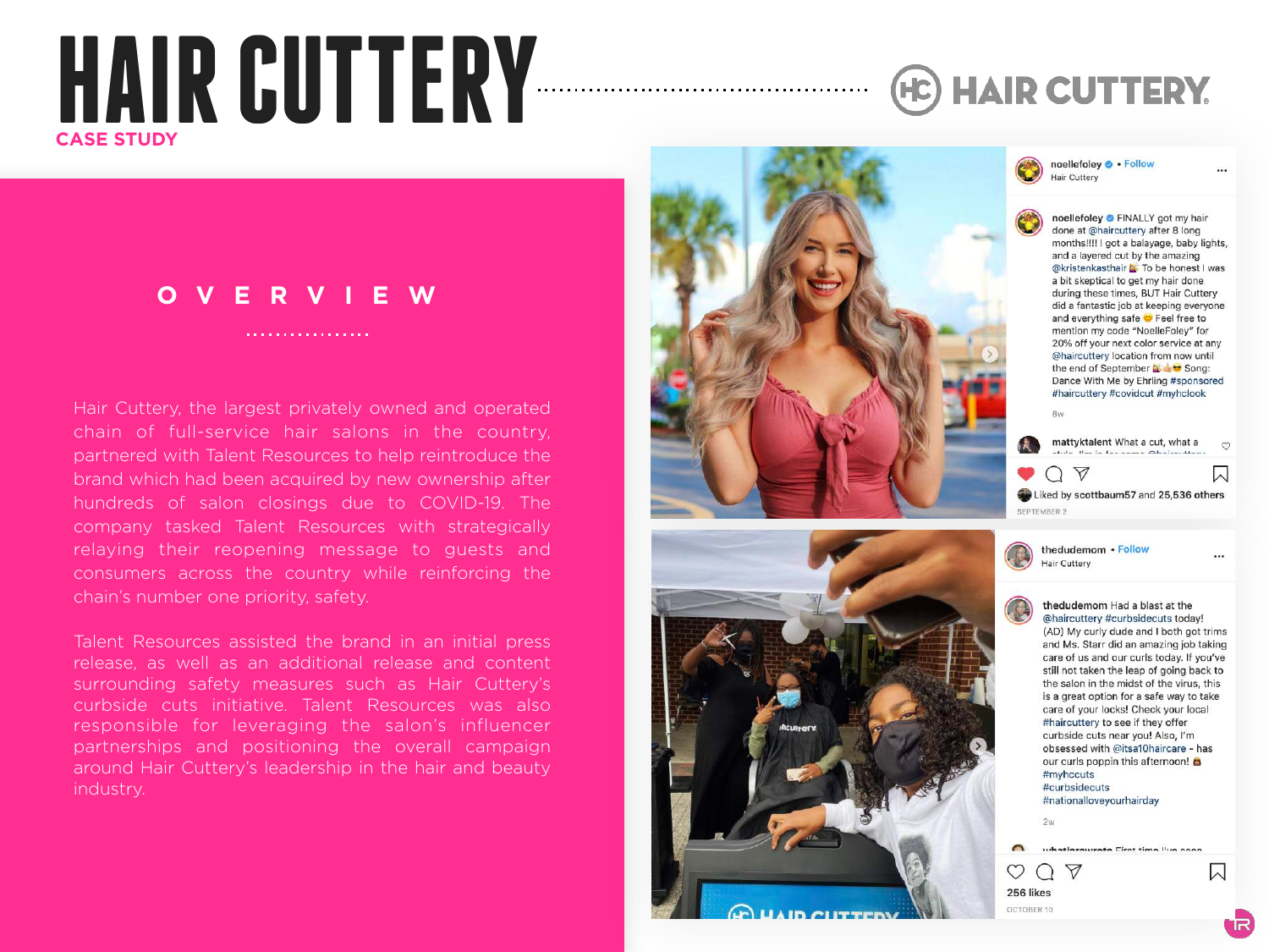# HAIR CUTTERY

CASE STUDY

## OVERVIEW

Hair Cuttery, the largest privately owned and operated chain of full-service hair salons in the country, partnered with Talent Resources to help reintroduce the brand which had been acquired by new ownership after hundreds of salon closings due to COVID-19. The company tasked Talent Resources with strategically relaying their reopening message to guests and consumers across the country while reinforcing the chain's number one priority, safety.

Talent Resources assisted the brand in an initial press release, as well as an additional release and content surrounding safety measures such as Hair Cuttery's curbside cuts initiative. Talent Resources was also responsible for leveraging the salon's influencer partnerships and positioning the overall campaign around Hair Cuttery's leadership in the hair and beauty industry.

noellefoley • Follow
Hair Cuttery

noellefoley FINALLY got my hair done at @haircuttery after 8 long months!!!! I got a balayage, baby lights, and a layered cut by the amazing @kristenkasthair 💇 To be honest I was a bit skeptical to get my hair done during these times, BUT Hair Cuttery did a fantastic job at keeping everyone and everything safe 😊 Feel free to mention my code "NoelleFoley" for 20% off your next color service at any @haircuttery location from now until the end of September 💇👍😎 Song: Dance With Me by Ehrling #sponsored #haircuttery #covidcut #myhclook

8w

Liked by scottbaum57 and 25,536 others

SEPTEMBER 2

thedudemom • Follow
Hair Cuttery

thedudemom Had a blast at the @haircuttery #curbsidecuts today! (AD) My curly dude and I both got trims and Ms. Starr did an amazing job taking care of us and our curls today. If you've still not taken the leap of going back to the salon in the midst of the virus, this is a great option for a safe way to take care of your locks! Check your local #haircuttery to see if they offer curbside cuts near you! Also, I'm obsessed with @itsa10haircare - has our curls poppin this afternoon! #myhccuts #curbsidecuts #nationalloveyourhairday

2w

256 likes

OCTOBER 10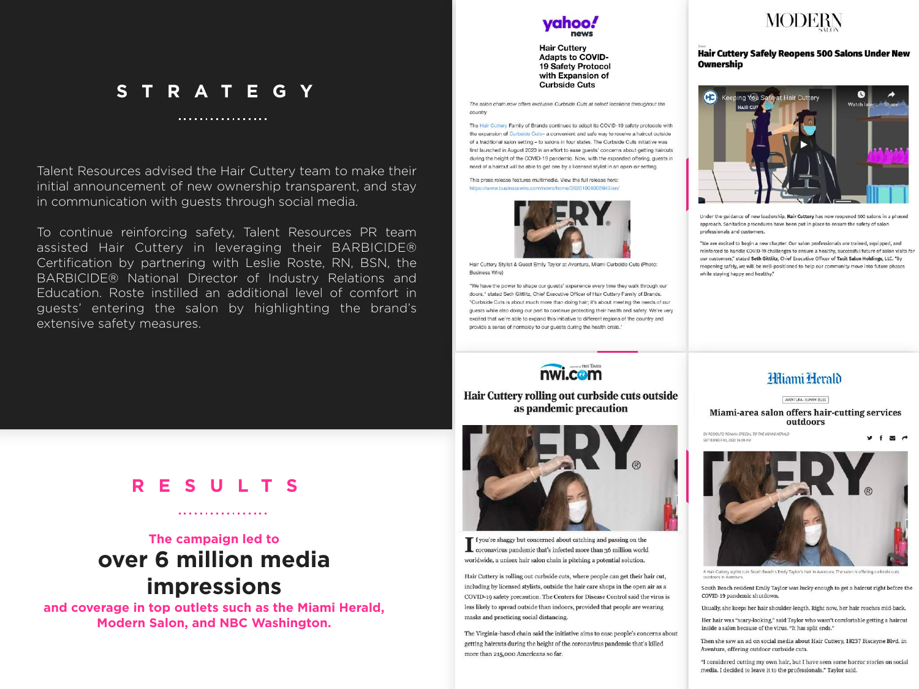# STRATEGY

Talent Resources advised the Hair Cuttery team to make their initial announcement of new ownership transparent, and stay in communication with guests through social media.

To continue reinforcing safety, Talent Resources PR team assisted Hair Cuttery in leveraging their BARBICIDE® Certification by partnering with Leslie Roste, RN, BSN, the BARBICIDE® National Director of Industry Relations and Education. Roste instilled an additional level of comfort in guests' entering the salon by highlighting the brand's extensive safety measures.

# RESULTS

The campaign led to

**over 6 million media impressions**

and coverage in top outlets such as the Miami Herald, Modern Salon, and NBC Washington.

---

**yahoo! news**

### Hair Cuttery Adapts to COVID-19 Safety Protocol with Expansion of Curbside Cuts

*The salon chain now offers exclusive Curbside Cuts at select locations throughout the country*

The Hair Cuttery Family of Brands continues to adapt its COVID-19 safety protocols with the expansion of Curbside Cuts– a convenient and safe way to receive a haircut outside of a traditional salon setting – to salons in four states. The Curbside Cuts initiative was first launched in August 2020 in an effort to ease guests' concerns about getting haircuts during the height of the COVID-19 pandemic. Now, with the expanded offering, guests in need of a haircut will be able to get one by a licensed stylist in an open-air setting.

This press release features multimedia. View the full release here: https://www.businesswire.com/news/home/20201008005942/en/

Hair Cuttery Stylist & Guest Emily Taylor at Aventura, Miami Curbside Cuts (Photo: Business Wire)

"We have the power to shape our guests' experience every time they walk through our doors," stated Seth Gittlitz, Chief Executive Officer of Hair Cuttery Family of Brands. "Curbside Cuts is about much more than doing hair; it's about meeting the needs of our guests while also doing our part to continue protecting their health and safety. We're very excited that we're able to expand this initiative to different regions of the country and provide a sense of normalcy to our guests during the health crisis."

---

**MODERN SALON**

### Hair Cuttery Safely Reopens 500 Salons Under New Ownership

Under the guidance of new leadership, **Hair Cuttery** has now reopened 500 salons in a phased approach. Sanitation procedures have been put in place to ensure the safety of salon professionals and customers.

"We are excited to begin a new chapter. Our salon professionals are trained, equipped, and reinforced to handle COVID-19 challenges to ensure a healthy, successful future of salon visits for our customers," stated **Seth Gittlitz, Chief Executive Officer of Tacit Salon Holdings, LLC.** "By reopening safely, we will be well-positioned to help our community move into future phases while staying happy and healthy."

---

**nwi.com**

### Hair Cuttery rolling out curbside cuts outside as pandemic precaution

If you're shaggy but concerned about catching and passing on the coronavirus pandemic that's infected more than 36 million world worldwide, a unisex hair salon chain is pitching a potential solution.

Hair Cuttery is rolling out curbside cuts, where people can get their hair cut, including by licensed stylists, outside the hair care shops in the open air as a COVID-19 safety precaution. The Centers for Disease Control said the virus is less likely to spread outside than indoors, provided that people are wearing masks and practicing social distancing.

The Virginia-based chain said the initiative aims to ease people's concerns about getting haircuts during the height of the coronavirus pandemic that's killed more than 215,000 Americans so far.

---

**Miami Herald**

AVENTURA - SUNNY ISLES

### Miami-area salon offers hair-cutting services outdoors

A Hair Cuttery stylist cuts South Beach's Emily Taylor's hair in Aventura. The salon is offering curbside cuts outdoors in Aventura.

South Beach resident Emily Taylor was lucky enough to get a haircut right before the COVID-19 pandemic shutdown.

Usually, she keeps her hair shoulder-length. Right now, her hair reaches mid-back.

Her hair was "scary-looking," said Taylor who wasn't comfortable getting a haircut inside a salon because of the virus. "It has split ends."

Then she saw an ad on social media about Hair Cuttery, 18237 Biscayne Blvd. in Aventura, offering outdoor curbside cuts.

"I considered cutting my own hair, but I have seen some horror stories on social media. I decided to leave it to the professionals," Taylor said.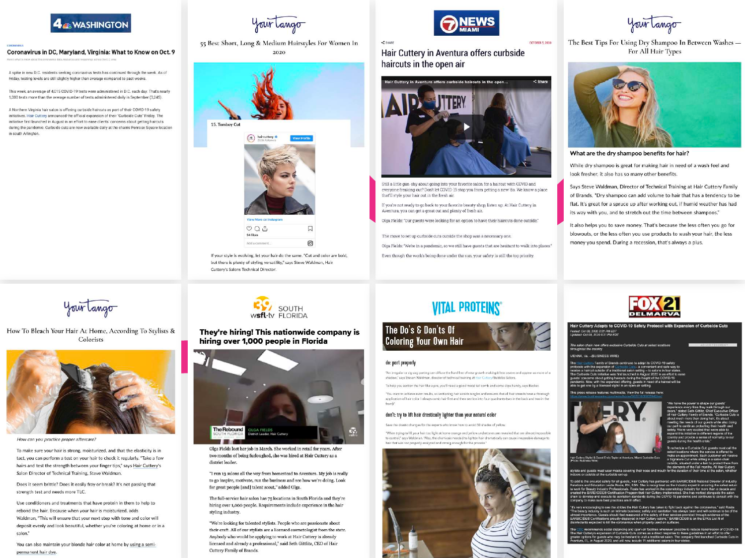## 4 WASHINGTON

CORONAVIRUS

### Coronavirus in DC, Maryland, Virginia: What to Know on Oct. 9

Here's what to know about the coronavirus data, resources and reopenings across the D.C. area

A spike in new D.C. residents seeking coronavirus tests has continued through the week. As of Friday, testing levels are still slightly higher than average compared to past weeks.

This week, an average of 4,015 COVID-19 tests were administered in D.C. each day. That's nearly 1,000 tests more than the average number of tests administered daily in September (3,245).

A Northern Virginia hair salon is offering curbside haircuts as part of their COVID-19 safety initiatives. Hair Cuttery announced the official expansion of their "Curbside Cuts" Friday. The initiative first launched in August in an effort to ease clients' concerns about getting haircuts during the pandemic. Curbside cuts are now available daily at the chain's Penrose Square location in south Arlington.

---

## YourTango

### 55 Best Short, Long & Medium Hairstyles For Women In 2020

15. Tomboy Cut

haircuttery
20.9k followers
View Profile

View More on Instagram

94 likes

Add a comment...

If your style is evolving, let your hair do the same. "Cut and color are bold, but there is plenty of styling versatility," says Steve Waldman, Hair Cuttery's Salons Technical Director.

---

## 7 NEWS MIAMI

SHARE

OCTOBER 5, 2020

### Hair Cuttery in Aventura offers curbside haircuts in the open air

Hair Cuttery in Aventura offers curbside haircuts in the open... Share

Still a little gun-shy about going into your favorite salon for a haircut with COVID and everyone freaking out? Don't let COVID-19 stop you from getting a new 'do. We know a place that'll style your hair out in the fresh air.

If you're not ready to go back to your favorite beauty shop, listen up. At Hair Cuttery in Aventura, you can get a great cut and plenty of fresh air.

Olga Fields: "Our guests were looking for an option to have their haircuts done outside."

The move to set up curbside cuts outside the shop was a necessary one.

Olga Fields: "We're in a pandemic, so we still have guests that are hesitant to walk into places."

Even though the work's being done under the sun, your safety is still the top priority.

---

## YourTango

### The Best Tips For Using Dry Shampoo In Between Washes — For All Hair Types

#### What are the dry shampoo benefits for hair?

While dry shampoo is great for making hair in need of a wash feel and look fresher, it also has so many other benefits.

Says Steve Waldman, Director of Technical Training at Hair Cuttery Family of Brands, "Dry shampoo can add volume to hair that has a tendency to be flat. It's great for a spruce up after working out, if humid weather has had its way with you, and to stretch out the time between shampoos."

It also helps you to save money. That's because the less often you go for blowouts, or the less often you use products to wash your hair, the less money you spend. During a recession, that's always a plus.

---

## YourTango

### How To Bleach Your Hair At Home, According To Stylists & Colorists

*How can you practice proper aftercare?*

To make sure your hair is strong, moisturized, and that the elasticity is in tact, you can perform a test on your hair to check it regularly. "Take a few hairs and test the strength between your finger tips," says Hair Cuttery's Salon Director of Technical Training, Steve Waldman.

Does it seem brittle? Does it easily fray or break? It's not passing that strength test and needs more TLC.

Use conditioners and treatments that have protein in them to help to rebond the hair. Because when your hair is moisturized, adds Waldman, "This will ensure that your next step with tone and color will deposit evenly and look beautiful, whether you're coloring at home or in a salon."

You can also maintain your blonde hair color at home by using a semi-permanent hair dye.

---

## 39 wsfl-tv SOUTH FLORIDA

### They're hiring! This nationwide company is hiring over 1,000 people in Florida

The Rebound SOUTH FLORIDA — OLGA FIELDS, District Leader, Hair Cuttery

Olga Fields lost her job in March. She worked in retail for years. After two months of being furloughed, she was hired at Hair Cuttery as a district leader.

"I run 13 salons all the way from homestead to Aventura. My job is really to go inspire, motivate, run the business and see how we're doing. Look for great people [and] talent scout," added Olga.

The full-service hair salon has 75 locations in South Florida and they're hiring over 1,000 people. Requirements include experience in the hair styling industry.

"We're looking for talented stylists. People who are passionate about their craft. All of our stylists are a licensed cosmetologist from the state. Anybody who would be applying to work at Hair Cuttery is already licensed and already a professional," said Seth Gittlitz, CEO of Hair Cuttery Family of Brands.

---

## VITAL PROTEINS

### The Do's & Don'ts Of Coloring Your Own Hair

#### do: part properly

"An irregular or zig-zag parting can diffuse the hard line of new growth making it less severe and appear as more of a shadow," says Steven Waldman, director of technical training at Hair Cuttery/Bubbles Salons.

To help you section the hair like a pro, you'll need a good metal tail comb and some clips handy, says Becker.

"You want to achieve even results, so sectioning hair avoids tangles and ensures that all hair strands have a thorough application of hair color. I always comb hair first and then section into four quadrants (two in the back and two in the front)."

#### don't: try to lift hair drastically lighter than your natural color

Save the drastic changes for the experts who know how to avoid 50 shades of yellow.

"When trying to lift your hair too light at home orange and yellow undertones are revealed that are almost impossible to control," says Waldman. "Also, the chemicals needed to lighten hair dramatically can cause irreparable damage to hair that was not properly analyzed and strong enough for the process."

---

## FOX 21 DELMARVA

### Hair Cuttery Adapts to COVID-19 Safety Protocol with Expansion of Curbside Cuts

Posted: Oct 08, 2020 2:21 PM EDT
Updated: Oct 08, 2020 5:31 PM EDT

*The salon chain now offers exclusive Curbside Cuts at select locations throughout the country*

VIENNA, Va.--(BUSINESS WIRE)

The Hair Cuttery Family of Brands continues to adapt its COVID-19 safety protocols with the expansion of Curbside Cuts – a convenient and safe way to receive a haircut outside of a traditional salon setting – to salons in four states. The Curbside Cuts initiative was first launched in August 2020 in an effort to ease guests' concerns about getting haircuts during the height of the COVID-19 pandemic. Now with the expanded offering, guests in need of a haircut will be able to get one by a licensed stylist in an open-air setting.

This press release features multimedia. View the full release here: https://www.businesswire.com/news/home/20201008005342/en/

"We have the power to shape our guests' experience every time they walk through our doors," stated Seth Gittlitz, Chief Executive Officer of Hair Cuttery Family of Brands. "Curbside Cuts is about much more than doing hair; it's about meeting the needs of our guests while also doing our part to continue protecting their health and safety. We're very excited that we're able to expand this initiative to different regions of the country and provide a sense of normalcy to our guests during the health crisis."

Hair Cuttery Stylist & Guest Emily Taylor at Aventura, Miami Curbside Cuts (Photo: Business Wire)

To schedule a Curbside Cut, guests must call the select locations where the service is offered to make an appointment. Each customer will receive a Signature Cut while sitting in a salon chair outside, situated under a tent to protect them from the elements of the Fall months. All Hair Cuttery stylists and guests must wear masks covering their nose and mouth for the duration of their time at the salon, whether indoors or outside at the curbside set-up.

To add to the ensured safety for all guests, Hair Cuttery has partnered with BARBICIDE® National Director of Industry Relations and Education Leslie Roste, RN, BSN. She is recognized as the industry expert in ensuring the safest return to work for Beauty Industry Professionals. Roste has worked in the cosmetology industry for more than a decade and created the BARBICIDE® Certification Program that Hair Cuttery implemented. She has worked alongside the salon chain to develop and execute its sanitation standards during the COVID-19 pandemic and continues to consult with the company to make sure best practices are in effect.

"It's very encouraging to see the strides the Hair Cuttery has taken to fight back against the coronavirus," said Roste. "The beauty industry is such an intimate business; safety and sanitation has always been and will continue to be of the utmost importance. Guests should feel reassured of the safety of their services provided through evidence of the BARBICIDE® Certifications proudly displayed in Hair Cuttery salons." BARBICIDE® is on the EPA's List N of disinfectants expected to kill the coronavirus when properly used on surfaces.

The CDC recommends social distancing and open-air facilities whenever possible to reduce transmission of COVID-19. The Hair Cuttery's expansion of Curbside Cuts comes as a direct response to these guidelines in an effort to offer greater options for guests who may be hesitant to visit a traditional salon. The company first launched Curbside Cuts in Aventura, FL, in August 2020, and will now include 11 additional salons in four states.